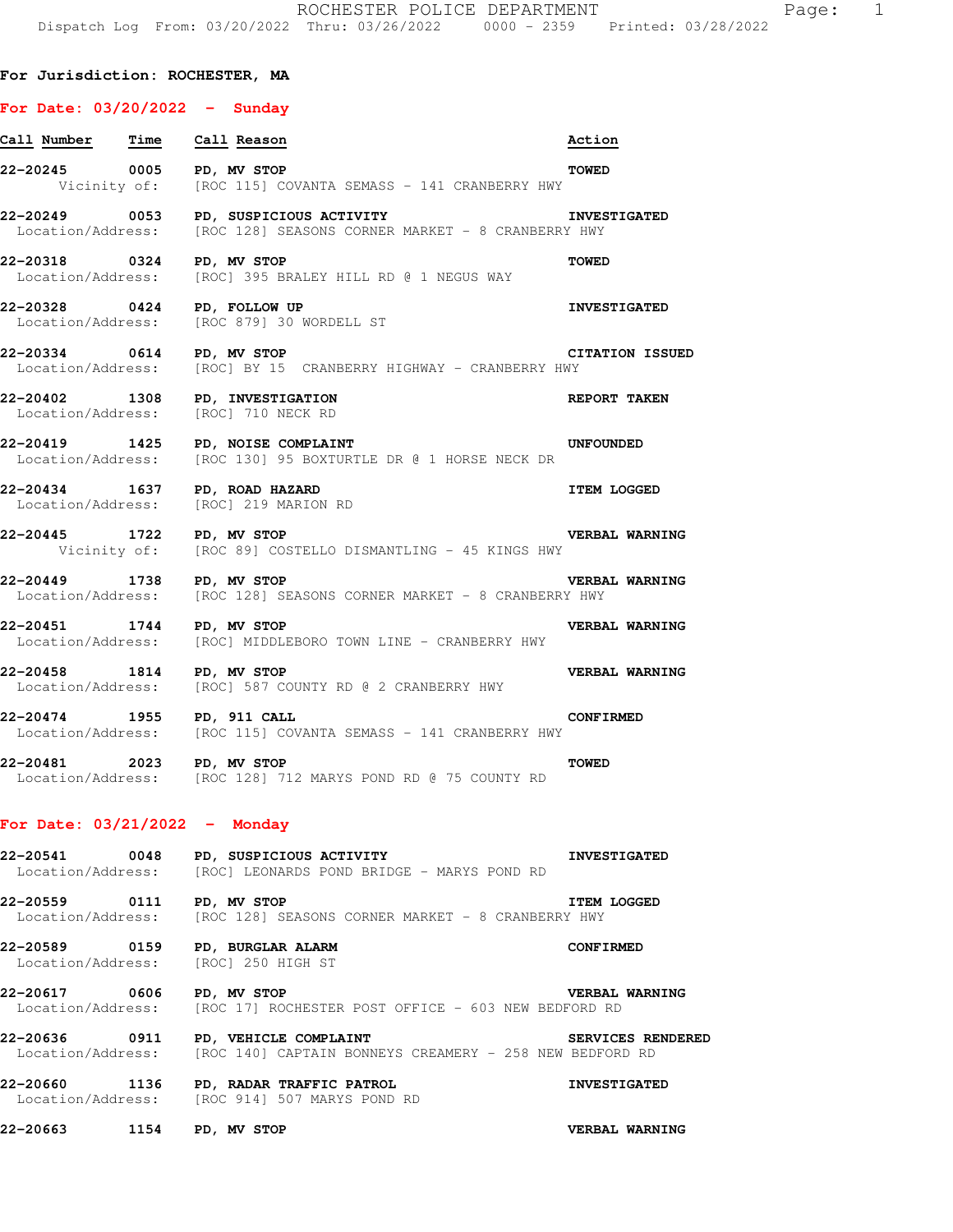# ROCHESTER POLICE DEPARTMENT

Dispatch Log From: 03/20/2022 Thru: 03/26/2022 0000 - 2359 Printed: 03/28/2022

**For Jurisdiction: ROCHESTER, MA**

## For Date: 03/20/2022 - Sunday

| Call Number | Time | Call Reason | Action |
|---|---|---|---|
| 22-20245 | 0005 | PD, MV STOP | TOWED |
| Vicinity of: | | [ROC 115] COVANTA SEMASS - 141 CRANBERRY HWY | |
| 22-20249 | 0053 | PD, SUSPICIOUS ACTIVITY | INVESTIGATED |
| Location/Address: | | [ROC 128] SEASONS CORNER MARKET - 8 CRANBERRY HWY | |
| 22-20318 | 0324 | PD, MV STOP | TOWED |
| Location/Address: | | [ROC] 395 BRALEY HILL RD @ 1 NEGUS WAY | |
| 22-20328 | 0424 | PD, FOLLOW UP | INVESTIGATED |
| Location/Address: | | [ROC 879] 30 WORDELL ST | |
| 22-20334 | 0614 | PD, MV STOP | CITATION ISSUED |
| Location/Address: | | [ROC] BY 15 CRANBERRY HIGHWAY - CRANBERRY HWY | |
| 22-20402 | 1308 | PD, INVESTIGATION | REPORT TAKEN |
| Location/Address: | | [ROC] 710 NECK RD | |
| 22-20419 | 1425 | PD, NOISE COMPLAINT | UNFOUNDED |
| Location/Address: | | [ROC 130] 95 BOXTURTLE DR @ 1 HORSE NECK DR | |
| 22-20434 | 1637 | PD, ROAD HAZARD | ITEM LOGGED |
| Location/Address: | | [ROC] 219 MARION RD | |
| 22-20445 | 1722 | PD, MV STOP | VERBAL WARNING |
| Vicinity of: | | [ROC 89] COSTELLO DISMANTLING - 45 KINGS HWY | |
| 22-20449 | 1738 | PD, MV STOP | VERBAL WARNING |
| Location/Address: | | [ROC 128] SEASONS CORNER MARKET - 8 CRANBERRY HWY | |
| 22-20451 | 1744 | PD, MV STOP | VERBAL WARNING |
| Location/Address: | | [ROC] MIDDLEBORO TOWN LINE - CRANBERRY HWY | |
| 22-20458 | 1814 | PD, MV STOP | VERBAL WARNING |
| Location/Address: | | [ROC] 587 COUNTY RD @ 2 CRANBERRY HWY | |
| 22-20474 | 1955 | PD, 911 CALL | CONFIRMED |
| Location/Address: | | [ROC 115] COVANTA SEMASS - 141 CRANBERRY HWY | |
| 22-20481 | 2023 | PD, MV STOP | TOWED |
| Location/Address: | | [ROC 128] 712 MARYS POND RD @ 75 COUNTY RD | |

## For Date: 03/21/2022 - Monday

| Call Number | Time | Call Reason | Action |
|---|---|---|---|
| 22-20541 | 0048 | PD, SUSPICIOUS ACTIVITY | INVESTIGATED |
| Location/Address: | | [ROC] LEONARDS POND BRIDGE - MARYS POND RD | |
| 22-20559 | 0111 | PD, MV STOP | ITEM LOGGED |
| Location/Address: | | [ROC 128] SEASONS CORNER MARKET - 8 CRANBERRY HWY | |
| 22-20589 | 0159 | PD, BURGLAR ALARM | CONFIRMED |
| Location/Address: | | [ROC] 250 HIGH ST | |
| 22-20617 | 0606 | PD, MV STOP | VERBAL WARNING |
| Location/Address: | | [ROC 17] ROCHESTER POST OFFICE - 603 NEW BEDFORD RD | |
| 22-20636 | 0911 | PD, VEHICLE COMPLAINT | SERVICES RENDERED |
| Location/Address: | | [ROC 140] CAPTAIN BONNEYS CREAMERY - 258 NEW BEDFORD RD | |
| 22-20660 | 1136 | PD, RADAR TRAFFIC PATROL | INVESTIGATED |
| Location/Address: | | [ROC 914] 507 MARYS POND RD | |
| 22-20663 | 1154 | PD, MV STOP | VERBAL WARNING |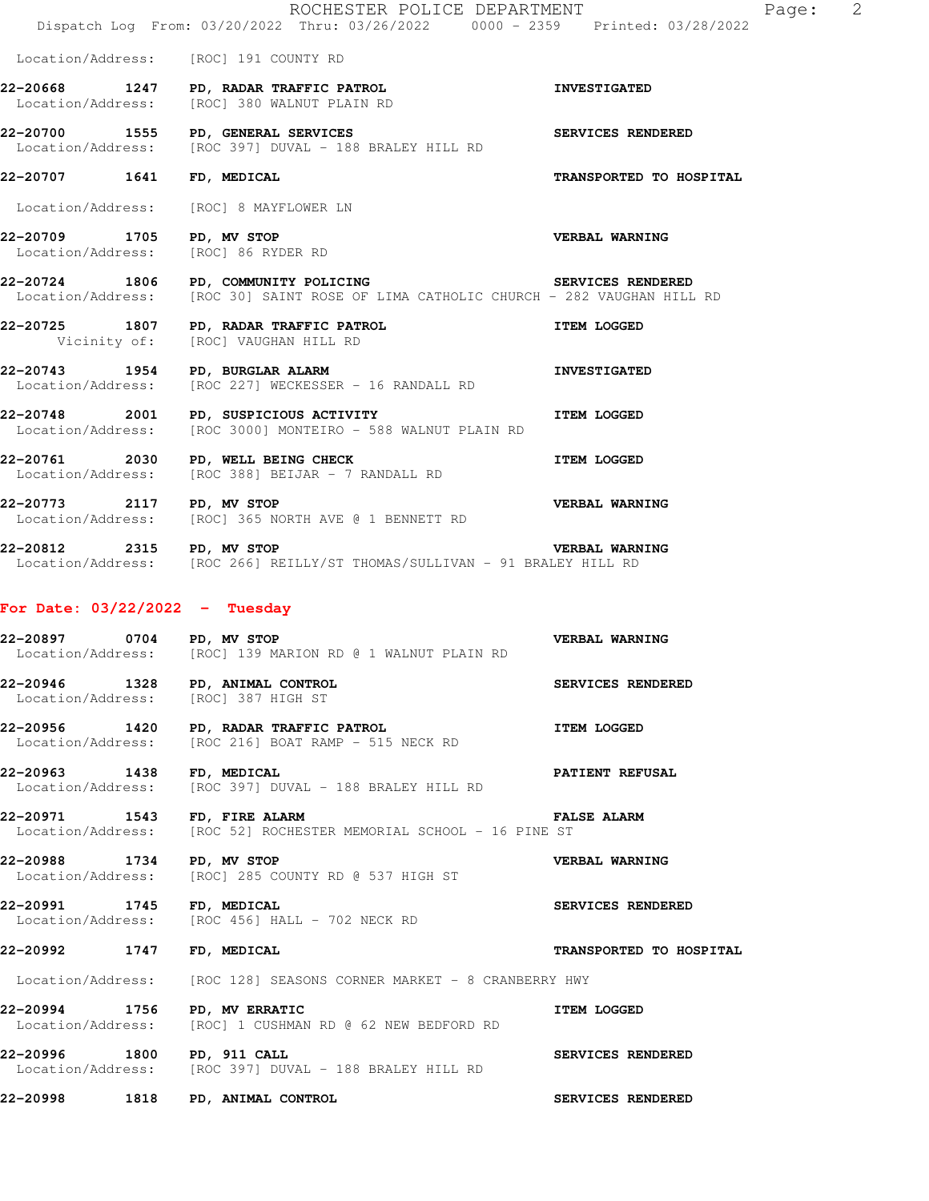Location/Address: [ROC] 191 COUNTY RD

**22-20668 1247 PD, RADAR TRAFFIC PATROL** **INVESTIGATED**
Location/Address: [ROC] 380 WALNUT PLAIN RD

**22-20700 1555 PD, GENERAL SERVICES** **SERVICES RENDERED**
Location/Address: [ROC 397] DUVAL - 188 BRALEY HILL RD

**22-20707 1641 FD, MEDICAL** **TRANSPORTED TO HOSPITAL**
Location/Address: [ROC] 8 MAYFLOWER LN

**22-20709 1705 PD, MV STOP** **VERBAL WARNING**
Location/Address: [ROC] 86 RYDER RD

**22-20724 1806 PD, COMMUNITY POLICING** **SERVICES RENDERED**
Location/Address: [ROC 30] SAINT ROSE OF LIMA CATHOLIC CHURCH - 282 VAUGHAN HILL RD

**22-20725 1807 PD, RADAR TRAFFIC PATROL** **ITEM LOGGED**
Vicinity of: [ROC] VAUGHAN HILL RD

**22-20743 1954 PD, BURGLAR ALARM** **INVESTIGATED**
Location/Address: [ROC 227] WECKESSER - 16 RANDALL RD

**22-20748 2001 PD, SUSPICIOUS ACTIVITY** **ITEM LOGGED**
Location/Address: [ROC 3000] MONTEIRO - 588 WALNUT PLAIN RD

**22-20761 2030 PD, WELL BEING CHECK** **ITEM LOGGED**
Location/Address: [ROC 388] BEIJAR - 7 RANDALL RD

**22-20773 2117 PD, MV STOP** **VERBAL WARNING**
Location/Address: [ROC] 365 NORTH AVE @ 1 BENNETT RD

**22-20812 2315 PD, MV STOP** **VERBAL WARNING**
Location/Address: [ROC 266] REILLY/ST THOMAS/SULLIVAN - 91 BRALEY HILL RD

## For Date: 03/22/2022 - Tuesday

**22-20897 0704 PD, MV STOP** **VERBAL WARNING**
Location/Address: [ROC] 139 MARION RD @ 1 WALNUT PLAIN RD

**22-20946 1328 PD, ANIMAL CONTROL** **SERVICES RENDERED**
Location/Address: [ROC] 387 HIGH ST

**22-20956 1420 PD, RADAR TRAFFIC PATROL** **ITEM LOGGED**
Location/Address: [ROC 216] BOAT RAMP - 515 NECK RD

**22-20963 1438 FD, MEDICAL** **PATIENT REFUSAL**
Location/Address: [ROC 397] DUVAL - 188 BRALEY HILL RD

**22-20971 1543 FD, FIRE ALARM** **FALSE ALARM**
Location/Address: [ROC 52] ROCHESTER MEMORIAL SCHOOL - 16 PINE ST

**22-20988 1734 PD, MV STOP** **VERBAL WARNING**
Location/Address: [ROC] 285 COUNTY RD @ 537 HIGH ST

**22-20991 1745 FD, MEDICAL** **SERVICES RENDERED**
Location/Address: [ROC 456] HALL - 702 NECK RD

**22-20992 1747 FD, MEDICAL** **TRANSPORTED TO HOSPITAL**
Location/Address: [ROC 128] SEASONS CORNER MARKET - 8 CRANBERRY HWY

**22-20994 1756 PD, MV ERRATIC** **ITEM LOGGED**
Location/Address: [ROC] 1 CUSHMAN RD @ 62 NEW BEDFORD RD

**22-20996 1800 PD, 911 CALL** **SERVICES RENDERED**
Location/Address: [ROC 397] DUVAL - 188 BRALEY HILL RD

**22-20998 1818 PD, ANIMAL CONTROL** **SERVICES RENDERED**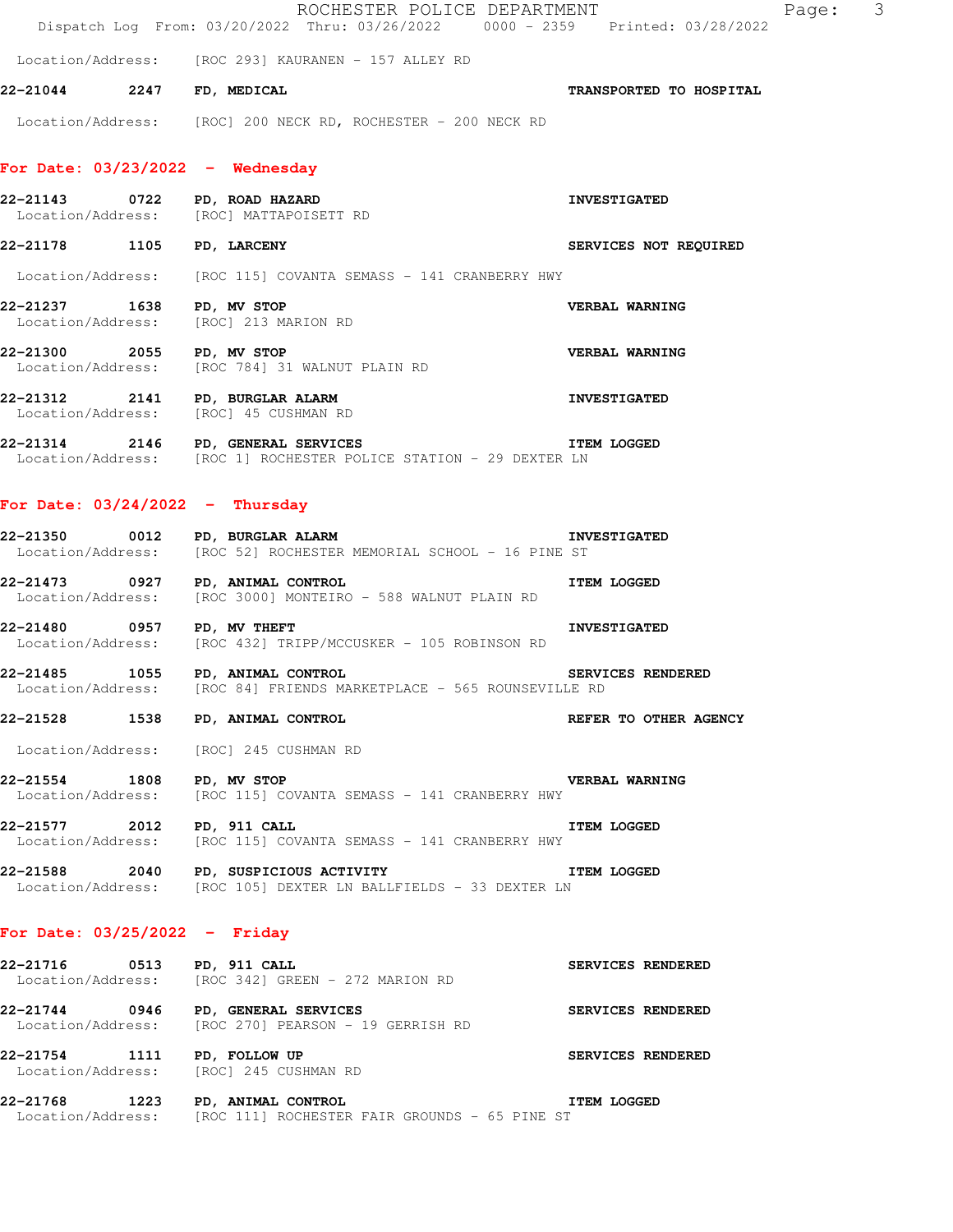Location/Address: [ROC 293] KAURANEN - 157 ALLEY RD

**22-21044** **2247** **FD, MEDICAL** **TRANSPORTED TO HOSPITAL**

Location/Address: [ROC] 200 NECK RD, ROCHESTER - 200 NECK RD

## For Date: 03/23/2022 - Wednesday

**22-21143** **0722** **PD, ROAD HAZARD** **INVESTIGATED**
Location/Address: [ROC] MATTAPOISETT RD

**22-21178** **1105** **PD, LARCENY** **SERVICES NOT REQUIRED**

Location/Address: [ROC 115] COVANTA SEMASS - 141 CRANBERRY HWY

**22-21237** **1638** **PD, MV STOP** **VERBAL WARNING**
Location/Address: [ROC] 213 MARION RD

**22-21300** **2055** **PD, MV STOP** **VERBAL WARNING**
Location/Address: [ROC 784] 31 WALNUT PLAIN RD

**22-21312** **2141** **PD, BURGLAR ALARM** **INVESTIGATED**
Location/Address: [ROC] 45 CUSHMAN RD

**22-21314** **2146** **PD, GENERAL SERVICES** **ITEM LOGGED**
Location/Address: [ROC 1] ROCHESTER POLICE STATION - 29 DEXTER LN

## For Date: 03/24/2022 - Thursday

**22-21350** **0012** **PD, BURGLAR ALARM** **INVESTIGATED**
Location/Address: [ROC 52] ROCHESTER MEMORIAL SCHOOL - 16 PINE ST

**22-21473** **0927** **PD, ANIMAL CONTROL** **ITEM LOGGED**
Location/Address: [ROC 3000] MONTEIRO - 588 WALNUT PLAIN RD

**22-21480** **0957** **PD, MV THEFT** **INVESTIGATED**
Location/Address: [ROC 432] TRIPP/MCCUSKER - 105 ROBINSON RD

**22-21485** **1055** **PD, ANIMAL CONTROL** **SERVICES RENDERED**
Location/Address: [ROC 84] FRIENDS MARKETPLACE - 565 ROUNSEVILLE RD

**22-21528** **1538** **PD, ANIMAL CONTROL** **REFER TO OTHER AGENCY**

Location/Address: [ROC] 245 CUSHMAN RD

**22-21554** **1808** **PD, MV STOP** **VERBAL WARNING**
Location/Address: [ROC 115] COVANTA SEMASS - 141 CRANBERRY HWY

**22-21577** **2012** **PD, 911 CALL** **ITEM LOGGED**
Location/Address: [ROC 115] COVANTA SEMASS - 141 CRANBERRY HWY

**22-21588** **2040** **PD, SUSPICIOUS ACTIVITY** **ITEM LOGGED**
Location/Address: [ROC 105] DEXTER LN BALLFIELDS - 33 DEXTER LN

## For Date: 03/25/2022 - Friday

**22-21716** **0513** **PD, 911 CALL** **SERVICES RENDERED**
Location/Address: [ROC 342] GREEN - 272 MARION RD

**22-21744** **0946** **PD, GENERAL SERVICES** **SERVICES RENDERED**
Location/Address: [ROC 270] PEARSON - 19 GERRISH RD

**22-21754** **1111** **PD, FOLLOW UP** **SERVICES RENDERED**
Location/Address: [ROC] 245 CUSHMAN RD

**22-21768** **1223** **PD, ANIMAL CONTROL** **ITEM LOGGED**
Location/Address: [ROC 111] ROCHESTER FAIR GROUNDS - 65 PINE ST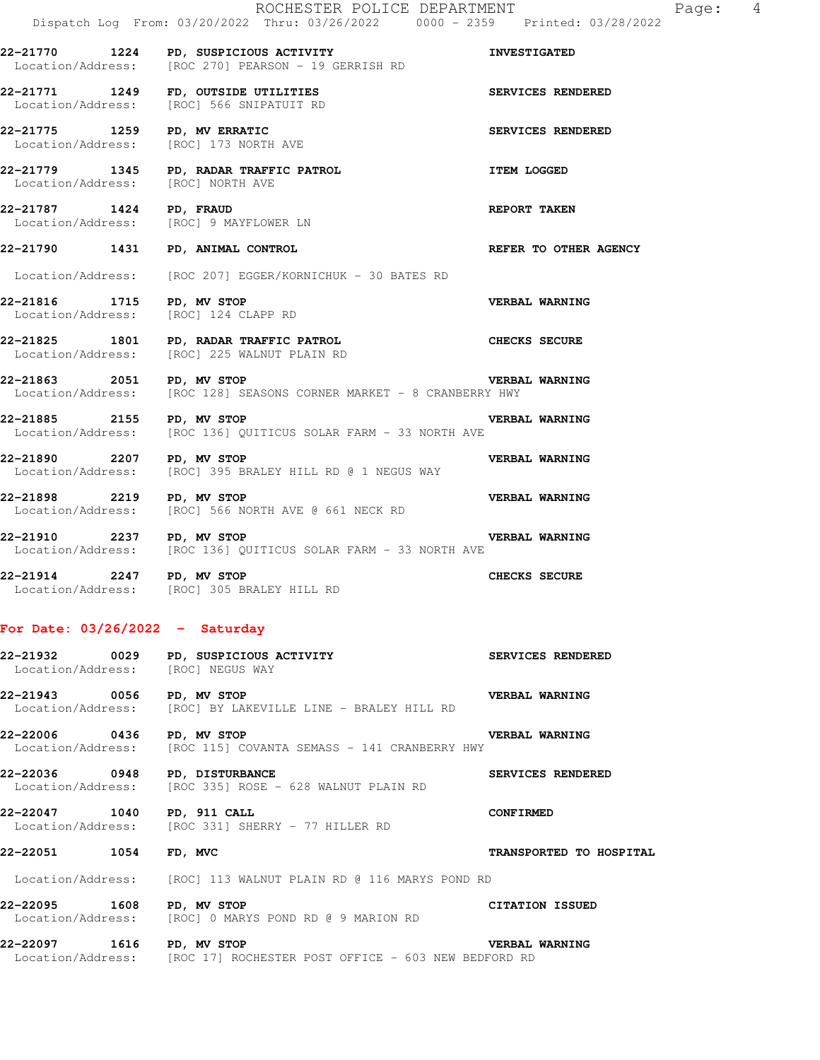22-21770 1224 PD, SUSPICIOUS ACTIVITY — INVESTIGATED
Location/Address: [ROC 270] PEARSON - 19 GERRISH RD

22-21771 1249 FD, OUTSIDE UTILITIES — SERVICES RENDERED
Location/Address: [ROC] 566 SNIPATUIT RD

22-21775 1259 PD, MV ERRATIC — SERVICES RENDERED
Location/Address: [ROC] 173 NORTH AVE

22-21779 1345 PD, RADAR TRAFFIC PATROL — ITEM LOGGED
Location/Address: [ROC] NORTH AVE

22-21787 1424 PD, FRAUD — REPORT TAKEN
Location/Address: [ROC] 9 MAYFLOWER LN

22-21790 1431 PD, ANIMAL CONTROL — REFER TO OTHER AGENCY
Location/Address: [ROC 207] EGGER/KORNICHUK - 30 BATES RD

22-21816 1715 PD, MV STOP — VERBAL WARNING
Location/Address: [ROC] 124 CLAPP RD

22-21825 1801 PD, RADAR TRAFFIC PATROL — CHECKS SECURE
Location/Address: [ROC] 225 WALNUT PLAIN RD

22-21863 2051 PD, MV STOP — VERBAL WARNING
Location/Address: [ROC 128] SEASONS CORNER MARKET - 8 CRANBERRY HWY

22-21885 2155 PD, MV STOP — VERBAL WARNING
Location/Address: [ROC 136] QUITICUS SOLAR FARM - 33 NORTH AVE

22-21890 2207 PD, MV STOP — VERBAL WARNING
Location/Address: [ROC] 395 BRALEY HILL RD @ 1 NEGUS WAY

22-21898 2219 PD, MV STOP — VERBAL WARNING
Location/Address: [ROC] 566 NORTH AVE @ 661 NECK RD

22-21910 2237 PD, MV STOP — VERBAL WARNING
Location/Address: [ROC 136] QUITICUS SOLAR FARM - 33 NORTH AVE

22-21914 2247 PD, MV STOP — CHECKS SECURE
Location/Address: [ROC] 305 BRALEY HILL RD

## For Date: 03/26/2022 - Saturday

22-21932 0029 PD, SUSPICIOUS ACTIVITY — SERVICES RENDERED
Location/Address: [ROC] NEGUS WAY

22-21943 0056 PD, MV STOP — VERBAL WARNING
Location/Address: [ROC] BY LAKEVILLE LINE - BRALEY HILL RD

22-22006 0436 PD, MV STOP — VERBAL WARNING
Location/Address: [ROC 115] COVANTA SEMASS - 141 CRANBERRY HWY

22-22036 0948 PD, DISTURBANCE — SERVICES RENDERED
Location/Address: [ROC 335] ROSE - 628 WALNUT PLAIN RD

22-22047 1040 PD, 911 CALL — CONFIRMED
Location/Address: [ROC 331] SHERRY - 77 HILLER RD

22-22051 1054 FD, MVC — TRANSPORTED TO HOSPITAL
Location/Address: [ROC] 113 WALNUT PLAIN RD @ 116 MARYS POND RD

22-22095 1608 PD, MV STOP — CITATION ISSUED
Location/Address: [ROC] 0 MARYS POND RD @ 9 MARION RD

22-22097 1616 PD, MV STOP — VERBAL WARNING
Location/Address: [ROC 17] ROCHESTER POST OFFICE - 603 NEW BEDFORD RD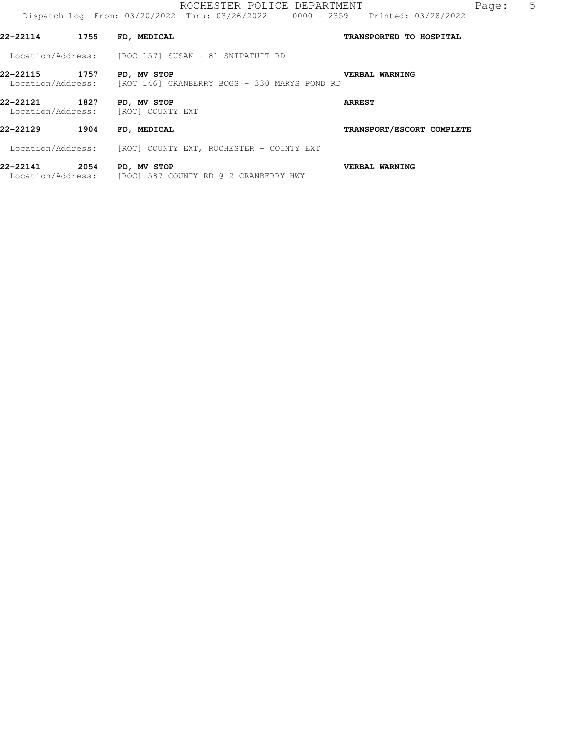**22-22114 1755 FD, MEDICAL** **TRANSPORTED TO HOSPITAL**

Location/Address: [ROC 157] SUSAN - 81 SNIPATUIT RD

**22-22115 1757 PD, MV STOP** **VERBAL WARNING**
Location/Address: [ROC 146] CRANBERRY BOGS - 330 MARYS POND RD

**22-22121 1827 PD, MV STOP** **ARREST**
Location/Address: [ROC] COUNTY EXT

**22-22129 1904 FD, MEDICAL** **TRANSPORT/ESCORT COMPLETE**

Location/Address: [ROC] COUNTY EXT, ROCHESTER - COUNTY EXT

**22-22141 2054 PD, MV STOP** **VERBAL WARNING**
Location/Address: [ROC] 587 COUNTY RD @ 2 CRANBERRY HWY